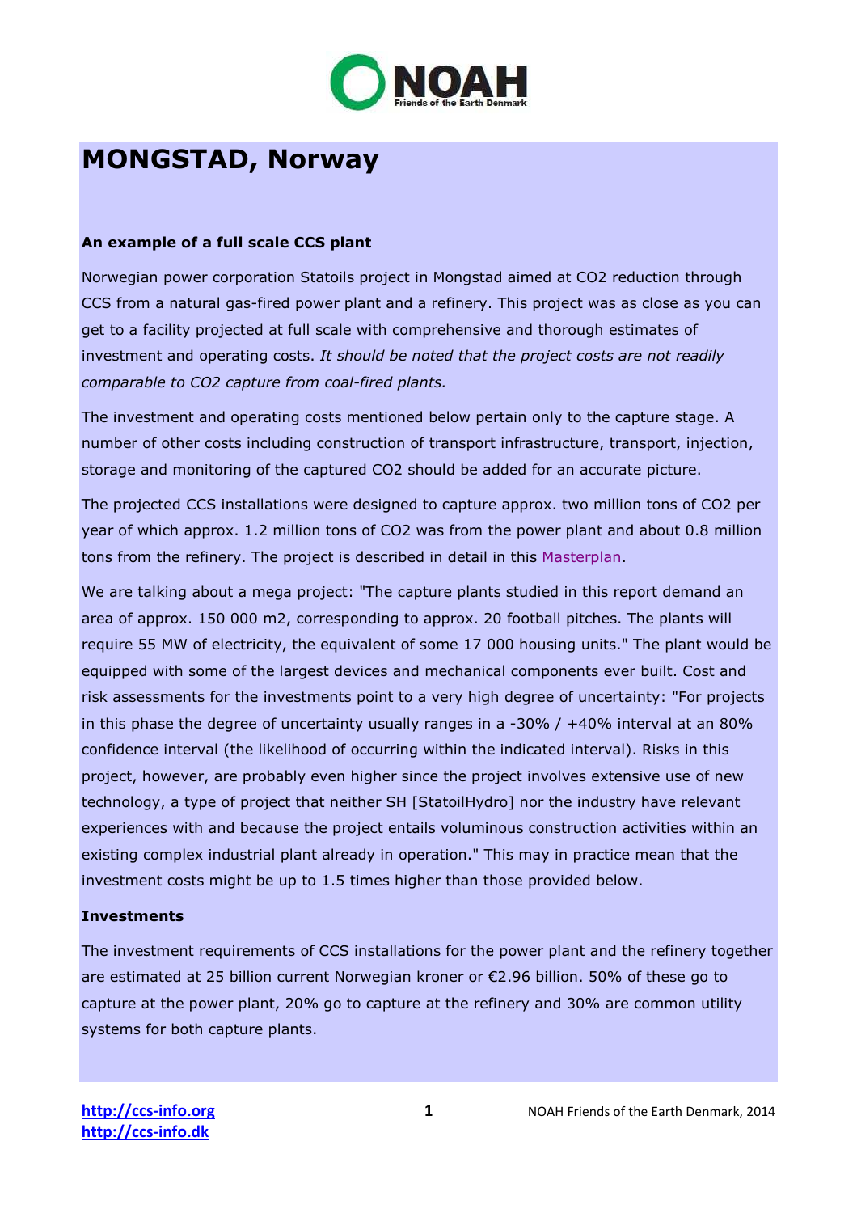# MONGSTAD, Norway

**An example of a full scale CCS plant**

Norwegian power corporation Statoils project in Mongstad aimed at $CO_2$ reduction through CCS from a natural gas-fired power plant and a refinery. This project was as close as you can get to a facility projected at full scale with comprehensive and thorough estimates of investment and operating costs. *It should be noted that the project costs are not readily comparable to $CO_2$ capture from coal-fired plants.*

The investment and operating costs mentioned below pertain only to the capture stage. A number of other costs including construction of transport infrastructure, transport, injection, storage and monitoring of the captured $CO_2$ should be added for an accurate picture.

The projected CCS installations were designed to capture approx. two million tons of $CO_2$ per year of which approx. 1.2 million tons of $CO_2$ was from the power plant and about 0.8 million tons from the refinery. The project is described in detail in this Masterplan.

We are talking about a mega project: "The capture plants studied in this report demand an area of approx. 150 000 m2, corresponding to approx. 20 football pitches. The plants will require 55 MW of electricity, the equivalent of some 17 000 housing units." The plant would be equipped with some of the largest devices and mechanical components ever built. Cost and risk assessments for the investments point to a very high degree of uncertainty: "For projects in this phase the degree of uncertainty usually ranges in a -30% / +40% interval at an 80% confidence interval (the likelihood of occurring within the indicated interval). Risks in this project, however, are probably even higher since the project involves extensive use of new technology, a type of project that neither SH [StatoilHydro] nor the industry have relevant experiences with and because the project entails voluminous construction activities within an existing complex industrial plant already in operation." This may in practice mean that the investment costs might be up to 1.5 times higher than those provided below.

**Investments**

The investment requirements of CCS installations for the power plant and the refinery together are estimated at 25 billion current Norwegian kroner or €2.96 billion. 50% of these go to capture at the power plant, 20% go to capture at the refinery and 30% are common utility systems for both capture plants.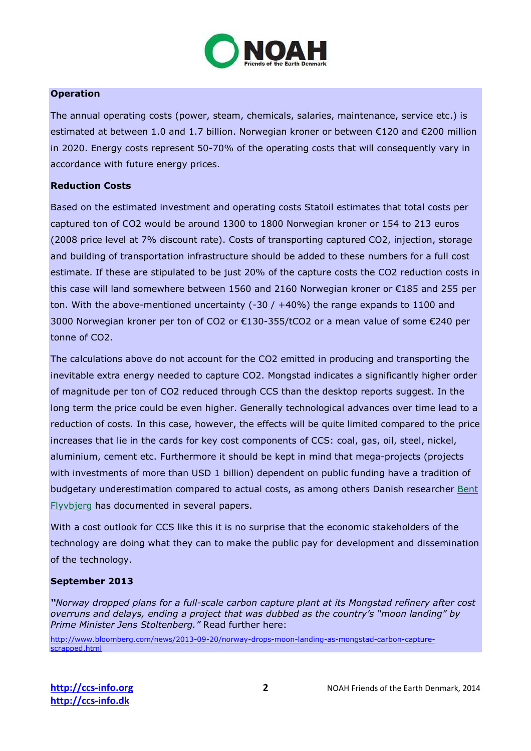**Operation**

The annual operating costs (power, steam, chemicals, salaries, maintenance, service etc.) is estimated at between 1.0 and 1.7 billion. Norwegian kroner or between €120 and €200 million in 2020. Energy costs represent 50-70% of the operating costs that will consequently vary in accordance with future energy prices.

**Reduction Costs**

Based on the estimated investment and operating costs Statoil estimates that total costs per captured ton of $CO_2$ would be around 1300 to 1800 Norwegian kroner or 154 to 213 euros (2008 price level at 7% discount rate). Costs of transporting captured $CO_2$, injection, storage and building of transportation infrastructure should be added to these numbers for a full cost estimate. If these are stipulated to be just 20% of the capture costs the $CO_2$ reduction costs in this case will land somewhere between 1560 and 2160 Norwegian kroner or €185 and 255 per ton. With the above-mentioned uncertainty (-30 / +40%) the range expands to 1100 and 3000 Norwegian kroner per ton of $CO_2$ or €130-355/t$CO_2$ or a mean value of some €240 per tonne of $CO_2$.

The calculations above do not account for the $CO_2$ emitted in producing and transporting the inevitable extra energy needed to capture $CO_2$. Mongstad indicates a significantly higher order of magnitude per ton of $CO_2$ reduced through CCS than the desktop reports suggest. In the long term the price could be even higher. Generally technological advances over time lead to a reduction of costs. In this case, however, the effects will be quite limited compared to the price increases that lie in the cards for key cost components of CCS: coal, gas, oil, steel, nickel, aluminium, cement etc. Furthermore it should be kept in mind that mega-projects (projects with investments of more than USD 1 billion) dependent on public funding have a tradition of budgetary underestimation compared to actual costs, as among others Danish researcher [Bent Flyvbjerg] has documented in several papers.

With a cost outlook for CCS like this it is no surprise that the economic stakeholders of the technology are doing what they can to make the public pay for development and dissemination of the technology.

**September 2013**

*"Norway dropped plans for a full-scale carbon capture plant at its Mongstad refinery after cost overruns and delays, ending a project that was dubbed as the country's "moon landing" by Prime Minister Jens Stoltenberg."* Read further here:

http://www.bloomberg.com/news/2013-09-20/norway-drops-moon-landing-as-mongstad-carbon-capture-scrapped.html